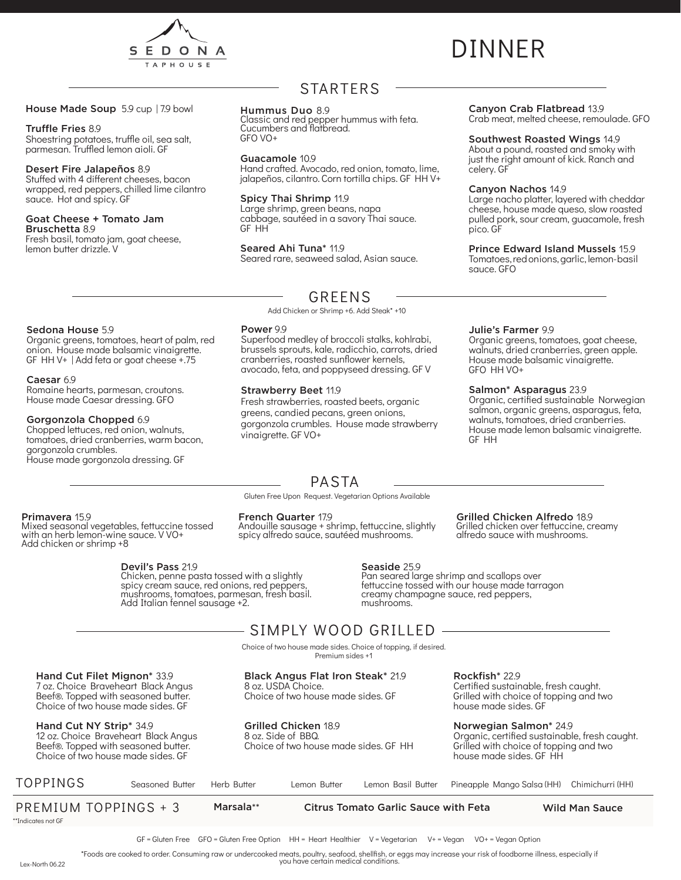# SEDONA TAPHOUSE

# DINNER

## STARTERS

**House Made Soup** 5.9 cup | 7.9 bowl

**Truffle Fries** 8.9
Shoestring potatoes, truffle oil, sea salt, parmesan. Truffled lemon aioli. GF

**Desert Fire Jalapeños** 8.9
Stuffed with 4 different cheeses, bacon wrapped, red peppers, chilled lime cilantro sauce. Hot and spicy. GF

**Goat Cheese + Tomato Jam Bruschetta** 8.9
Fresh basil, tomato jam, goat cheese, lemon butter drizzle. V

**Hummus Duo** 8.9
Classic and red pepper hummus with feta. Cucumbers and flatbread. GFO VO+

**Guacamole** 10.9
Hand crafted. Avocado, red onion, tomato, lime, jalapeños, cilantro. Corn tortilla chips. GF HH V+

**Spicy Thai Shrimp** 11.9
Large shrimp, green beans, napa cabbage, sautéed in a savory Thai sauce. GF HH

**Seared Ahi Tuna*** 11.9
Seared rare, seaweed salad, Asian sauce.

**Canyon Crab Flatbread** 13.9
Crab meat, melted cheese, remoulade. GFO

**Southwest Roasted Wings** 14.9
About a pound, roasted and smoky with just the right amount of kick. Ranch and celery. GF

**Canyon Nachos** 14.9
Large nacho platter, layered with cheddar cheese, house made queso, slow roasted pulled pork, sour cream, guacamole, fresh pico. GF

**Prince Edward Island Mussels** 15.9
Tomatoes, red onions, garlic, lemon-basil sauce. GFO

## GREENS

Add Chicken or Shrimp +6. Add Steak* +10

**Sedona House** 5.9
Organic greens, tomatoes, heart of palm, red onion. House made balsamic vinaigrette. GF HH V+ | Add feta or goat cheese +.75

**Caesar** 6.9
Romaine hearts, parmesan, croutons. House made Caesar dressing. GFO

**Gorgonzola Chopped** 6.9
Chopped lettuces, red onion, walnuts, tomatoes, dried cranberries, warm bacon, gorgonzola crumbles. House made gorgonzola dressing. GF

**Power** 9.9
Superfood medley of broccoli stalks, kohlrabi, brussels sprouts, kale, radicchio, carrots, dried cranberries, roasted sunflower kernels, avocado, feta, and poppyseed dressing. GF V

**Strawberry Beet** 11.9
Fresh strawberries, roasted beets, organic greens, candied pecans, green onions, gorgonzola crumbles. House made strawberry vinaigrette. GF VO+

**Julie's Farmer** 9.9
Organic greens, tomatoes, goat cheese, walnuts, dried cranberries, green apple. House made balsamic vinaigrette. GFO HH VO+

**Salmon* Asparagus** 23.9
Organic, certified sustainable Norwegian salmon, organic greens, asparagus, feta, walnuts, tomatoes, dried cranberries. House made lemon balsamic vinaigrette. GF HH

## PASTA

Gluten Free Upon Request. Vegetarian Options Available

**Primavera** 15.9
Mixed seasonal vegetables, fettuccine tossed with an herb lemon-wine sauce. V VO+
Add chicken or shrimp +8

**French Quarter** 17.9
Andouille sausage + shrimp, fettuccine, slightly spicy alfredo sauce, sautéed mushrooms.

**Grilled Chicken Alfredo** 18.9
Grilled chicken over fettuccine, creamy alfredo sauce with mushrooms.

**Devil's Pass** 21.9
Chicken, penne pasta tossed with a slightly spicy cream sauce, red onions, red peppers, mushrooms, tomatoes, parmesan, fresh basil. Add Italian fennel sausage +2.

**Seaside** 25.9
Pan seared large shrimp and scallops over fettuccine tossed with our house made tarragon creamy champagne sauce, red peppers, mushrooms.

## SIMPLY WOOD GRILLED

Choice of two house made sides. Choice of topping, if desired.
Premium sides +1

**Hand Cut Filet Mignon*** 33.9
7 oz. Choice Braveheart Black Angus Beef®. Topped with seasoned butter. Choice of two house made sides. GF

**Hand Cut NY Strip*** 34.9
12 oz. Choice Braveheart Black Angus Beef®. Topped with seasoned butter. Choice of two house made sides. GF

**Black Angus Flat Iron Steak*** 21.9
8 oz. USDA Choice.
Choice of two house made sides. GF

**Grilled Chicken** 18.9
8 oz. Side of BBQ.
Choice of two house made sides. GF HH

**Rockfish*** 22.9
Certified sustainable, fresh caught. Grilled with choice of topping and two house made sides. GF

**Norwegian Salmon*** 24.9
Organic, certified sustainable, fresh caught. Grilled with choice of topping and two house made sides. GF HH

### TOPPINGS

Seasoned Butter | Herb Butter | Lemon Butter | Lemon Basil Butter | Pineapple Mango Salsa (HH) | Chimichurri (HH)

### PREMIUM TOPPINGS + 3

**Marsala**** | **Citrus Tomato Garlic Sauce with Feta** | **Wild Man Sauce**

**Indicates not GF

GF = Gluten Free  GFO = Gluten Free Option  HH = Heart Healthier  V = Vegetarian  V+ = Vegan  VO+ = Vegan Option

*Foods are cooked to order. Consuming raw or undercooked meats, poultry, seafood, shellfish, or eggs may increase your risk of foodborne illness, especially if you have certain medical conditions.

Lex-North 06.22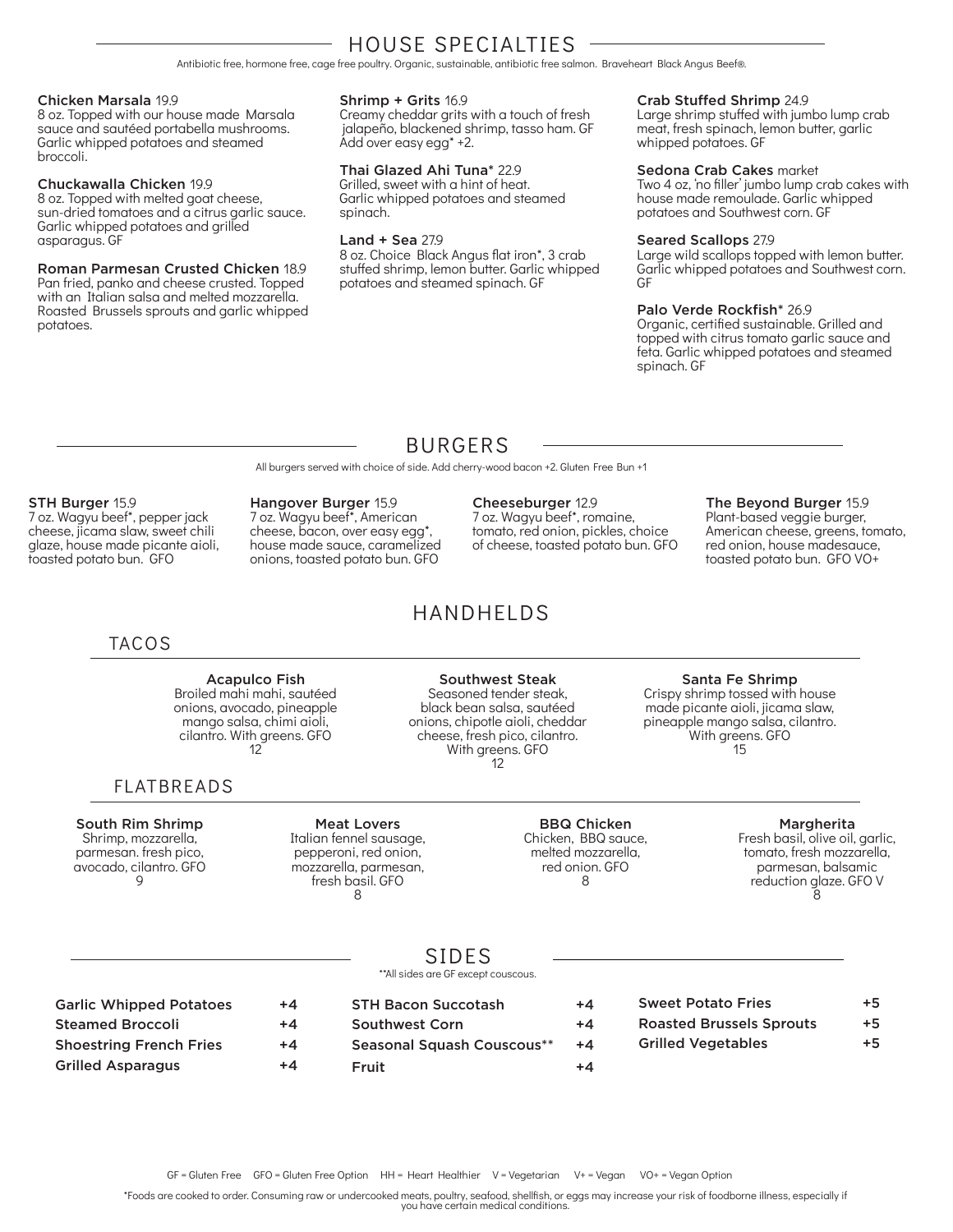## HOUSE SPECIALTIES

Antibiotic free, hormone free, cage free poultry. Organic, sustainable, antibiotic free salmon. Braveheart Black Angus Beef®.

**Chicken Marsala** 19.9
8 oz. Topped with our house made Marsala sauce and sautéed portabella mushrooms. Garlic whipped potatoes and steamed broccoli.

**Chuckawalla Chicken** 19.9
8 oz. Topped with melted goat cheese, sun-dried tomatoes and a citrus garlic sauce. Garlic whipped potatoes and grilled asparagus. GF

**Roman Parmesan Crusted Chicken** 18.9
Pan fried, panko and cheese crusted. Topped with an Italian salsa and melted mozzarella. Roasted Brussels sprouts and garlic whipped potatoes.

**Shrimp + Grits** 16.9
Creamy cheddar grits with a touch of fresh jalapeño, blackened shrimp, tasso ham. GF
Add over easy egg* +2.

**Thai Glazed Ahi Tuna*** 22.9
Grilled, sweet with a hint of heat. Garlic whipped potatoes and steamed spinach.

**Land + Sea** 27.9
8 oz. Choice Black Angus flat iron*, 3 crab stuffed shrimp, lemon butter. Garlic whipped potatoes and steamed spinach. GF

**Crab Stuffed Shrimp** 24.9
Large shrimp stuffed with jumbo lump crab meat, fresh spinach, lemon butter, garlic whipped potatoes. GF

**Sedona Crab Cakes** market
Two 4 oz, 'no filler' jumbo lump crab cakes with house made remoulade. Garlic whipped potatoes and Southwest corn. GF

**Seared Scallops** 27.9
Large wild scallops topped with lemon butter. Garlic whipped potatoes and Southwest corn. GF

**Palo Verde Rockfish*** 26.9
Organic, certified sustainable. Grilled and topped with citrus tomato garlic sauce and feta. Garlic whipped potatoes and steamed spinach. GF

## BURGERS

All burgers served with choice of side. Add cherry-wood bacon +2. Gluten Free Bun +1

**STH Burger** 15.9
7 oz. Wagyu beef*, pepper jack cheese, jicama slaw, sweet chili glaze, house made picante aioli, toasted potato bun. GFO

**Hangover Burger** 15.9
7 oz. Wagyu beef*, American cheese, bacon, over easy egg*, house made sauce, caramelized onions, toasted potato bun. GFO

**Cheeseburger** 12.9
7 oz. Wagyu beef*, romaine, tomato, red onion, pickles, choice of cheese, toasted potato bun. GFO

**The Beyond Burger** 15.9
Plant-based veggie burger, American cheese, greens, tomato, red onion, house madesauce, toasted potato bun. GFO VO+

## HANDHELDS

### TACOS

**Acapulco Fish**
Broiled mahi mahi, sautéed onions, avocado, pineapple mango salsa, chimi aioli, cilantro. With greens. GFO
12

**Southwest Steak**
Seasoned tender steak, black bean salsa, sautéed onions, chipotle aioli, cheddar cheese, fresh pico, cilantro. With greens. GFO
12

**Santa Fe Shrimp**
Crispy shrimp tossed with house made picante aioli, jicama slaw, pineapple mango salsa, cilantro. With greens. GFO
15

### FLATBREADS

**South Rim Shrimp**
Shrimp, mozzarella, parmesan. fresh pico, avocado, cilantro. GFO
9

**Meat Lovers**
Italian fennel sausage, pepperoni, red onion, mozzarella, parmesan, fresh basil. GFO
8

**BBQ Chicken**
Chicken, BBQ sauce, melted mozzarella, red onion. GFO
8

**Margherita**
Fresh basil, olive oil, garlic, tomato, fresh mozzarella, parmesan, balsamic reduction glaze. GFO V
8

## SIDES

**All sides are GF except couscous.

| | |
|---|---|
| Garlic Whipped Potatoes | +4 |
| Steamed Broccoli | +4 |
| Shoestring French Fries | +4 |
| Grilled Asparagus | +4 |
| STH Bacon Succotash | +4 |
| Southwest Corn | +4 |
| Seasonal Squash Couscous** | +4 |
| Fruit | +4 |
| Sweet Potato Fries | +5 |
| Roasted Brussels Sprouts | +5 |
| Grilled Vegetables | +5 |

GF = Gluten Free GFO = Gluten Free Option HH = Heart Healthier V = Vegetarian V+ = Vegan VO+ = Vegan Option

*Foods are cooked to order. Consuming raw or undercooked meats, poultry, seafood, shellfish, or eggs may increase your risk of foodborne illness, especially if you have certain medical conditions.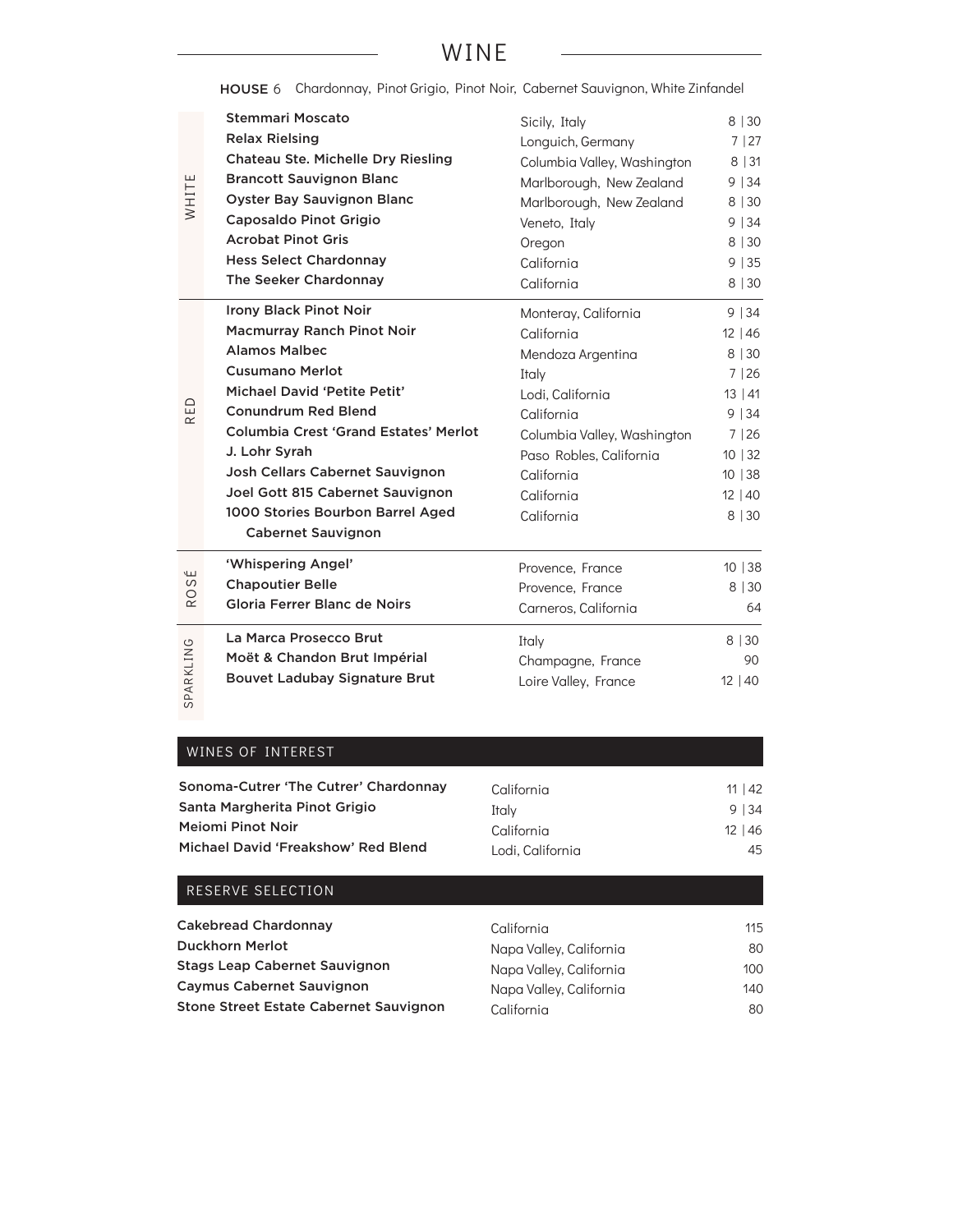# WINE

**HOUSE** 6 Chardonnay, Pinot Grigio, Pinot Noir, Cabernet Sauvignon, White Zinfandel

| | | | |
|---|---|---|---|
| WHITE | Stemmari Moscato | Sicily, Italy | 8 \| 30 |
| | Relax Rielsing | Longuich, Germany | 7 \| 27 |
| | Chateau Ste. Michelle Dry Riesling | Columbia Valley, Washington | 8 \| 31 |
| | Brancott Sauvignon Blanc | Marlborough, New Zealand | 9 \| 34 |
| | Oyster Bay Sauvignon Blanc | Marlborough, New Zealand | 8 \| 30 |
| | Caposaldo Pinot Grigio | Veneto, Italy | 9 \| 34 |
| | Acrobat Pinot Gris | Oregon | 8 \| 30 |
| | Hess Select Chardonnay | California | 9 \| 35 |
| | The Seeker Chardonnay | California | 8 \| 30 |
| RED | Irony Black Pinot Noir | Monteray, California | 9 \| 34 |
| | Macmurray Ranch Pinot Noir | California | 12 \| 46 |
| | Alamos Malbec | Mendoza Argentina | 8 \| 30 |
| | Cusumano Merlot | Italy | 7 \| 26 |
| | Michael David 'Petite Petit' | Lodi, California | 13 \| 41 |
| | Conundrum Red Blend | California | 9 \| 34 |
| | Columbia Crest 'Grand Estates' Merlot | Columbia Valley, Washington | 7 \| 26 |
| | J. Lohr Syrah | Paso Robles, California | 10 \| 32 |
| | Josh Cellars Cabernet Sauvignon | California | 10 \| 38 |
| | Joel Gott 815 Cabernet Sauvignon | California | 12 \| 40 |
| | 1000 Stories Bourbon Barrel Aged Cabernet Sauvignon | California | 8 \| 30 |
| ROSÉ | 'Whispering Angel' | Provence, France | 10 \| 38 |
| | Chapoutier Belle | Provence, France | 8 \| 30 |
| | Gloria Ferrer Blanc de Noirs | Carneros, California | 64 |
| SPARKLING | La Marca Prosecco Brut | Italy | 8 \| 30 |
| | Moët & Chandon Brut Impérial | Champagne, France | 90 |
| | Bouvet Ladubay Signature Brut | Loire Valley, France | 12 \| 40 |

## WINES OF INTEREST

| | | |
|---|---|---|
| Sonoma-Cutrer 'The Cutrer' Chardonnay | California | 11 \| 42 |
| Santa Margherita Pinot Grigio | Italy | 9 \| 34 |
| Meiomi Pinot Noir | California | 12 \| 46 |
| Michael David 'Freakshow' Red Blend | Lodi, California | 45 |

## RESERVE SELECTION

| | | |
|---|---|---|
| Cakebread Chardonnay | California | 115 |
| Duckhorn Merlot | Napa Valley, California | 80 |
| Stags Leap Cabernet Sauvignon | Napa Valley, California | 100 |
| Caymus Cabernet Sauvignon | Napa Valley, California | 140 |
| Stone Street Estate Cabernet Sauvignon | California | 80 |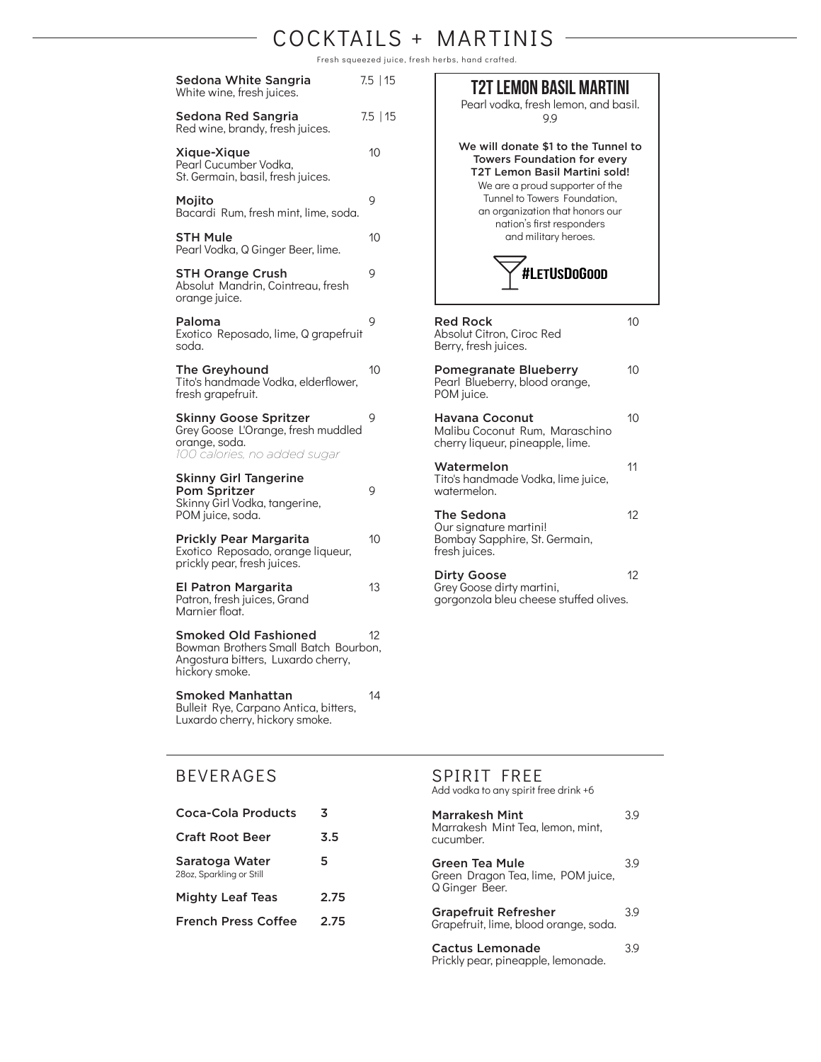# COCKTAILS + MARTINIS

Fresh squeezed juice, fresh herbs, hand crafted.

**Sedona White Sangria** 7.5 | 15
White wine, fresh juices.

**Sedona Red Sangria** 7.5 | 15
Red wine, brandy, fresh juices.

**Xique-Xique** 10
Pearl Cucumber Vodka, St. Germain, basil, fresh juices.

**Mojito** 9
Bacardi Rum, fresh mint, lime, soda.

**STH Mule** 10
Pearl Vodka, Q Ginger Beer, lime.

**STH Orange Crush** 9
Absolut Mandrin, Cointreau, fresh orange juice.

**Paloma** 9
Exotico Reposado, lime, Q grapefruit soda.

**The Greyhound** 10
Tito's handmade Vodka, elderflower, fresh grapefruit.

**Skinny Goose Spritzer** 9
Grey Goose L'Orange, fresh muddled orange, soda.
*100 calories, no added sugar*

**Skinny Girl Tangerine Pom Spritzer** 9
Skinny Girl Vodka, tangerine, POM juice, soda.

**Prickly Pear Margarita** 10
Exotico Reposado, orange liqueur, prickly pear, fresh juices.

**El Patron Margarita** 13
Patron, fresh juices, Grand Marnier float.

**Smoked Old Fashioned** 12
Bowman Brothers Small Batch Bourbon, Angostura bitters, Luxardo cherry, hickory smoke.

**Smoked Manhattan** 14
Bulleit Rye, Carpano Antica, bitters, Luxardo cherry, hickory smoke.

## T2T LEMON BASIL MARTINI

Pearl vodka, fresh lemon, and basil.
9.9

**We will donate $1 to the Tunnel to Towers Foundation for every T2T Lemon Basil Martini sold!**
We are a proud supporter of the Tunnel to Towers Foundation, an organization that honors our nation's first responders and military heroes.

**#LetUsDoGood**

**Red Rock** 10
Absolut Citron, Ciroc Red Berry, fresh juices.

**Pomegranate Blueberry** 10
Pearl Blueberry, blood orange, POM juice.

**Havana Coconut** 10
Malibu Coconut Rum, Maraschino cherry liqueur, pineapple, lime.

**Watermelon** 11
Tito's handmade Vodka, lime juice, watermelon.

**The Sedona** 12
Our signature martini!
Bombay Sapphire, St. Germain, fresh juices.

**Dirty Goose** 12
Grey Goose dirty martini, gorgonzola bleu cheese stuffed olives.

## BEVERAGES

**Coca-Cola Products** 3

**Craft Root Beer** 3.5

**Saratoga Water** 5
28oz, Sparkling or Still

**Mighty Leaf Teas** 2.75

**French Press Coffee** 2.75

## SPIRIT FREE

Add vodka to any spirit free drink +6

**Marrakesh Mint** 3.9
Marrakesh Mint Tea, lemon, mint, cucumber.

**Green Tea Mule** 3.9
Green Dragon Tea, lime, POM juice, Q Ginger Beer.

**Grapefruit Refresher** 3.9
Grapefruit, lime, blood orange, soda.

**Cactus Lemonade** 3.9
Prickly pear, pineapple, lemonade.